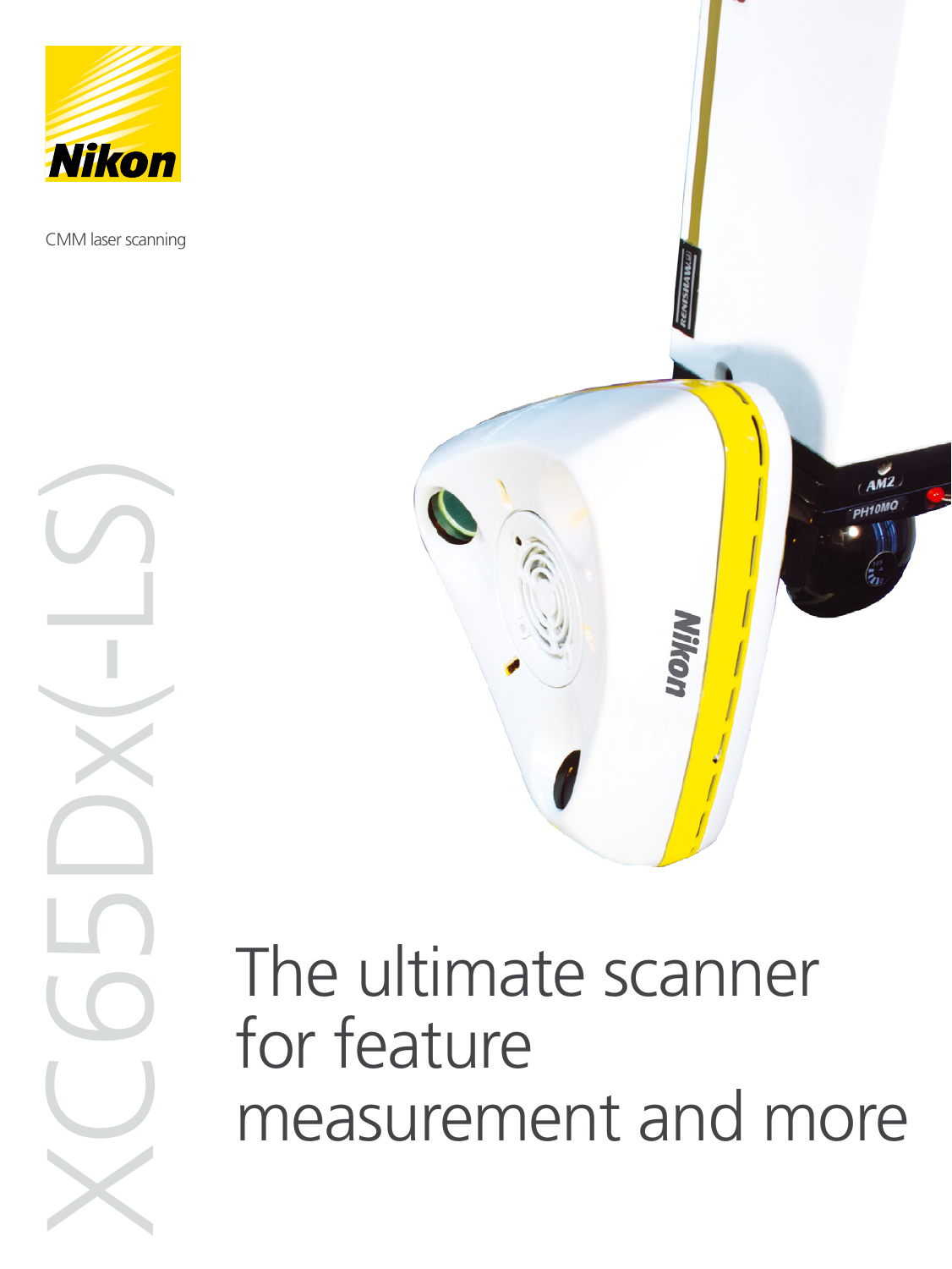Nikon

CMM laser scanning

# XC65Dx(-LS)

## The ultimate scanner for feature measurement and more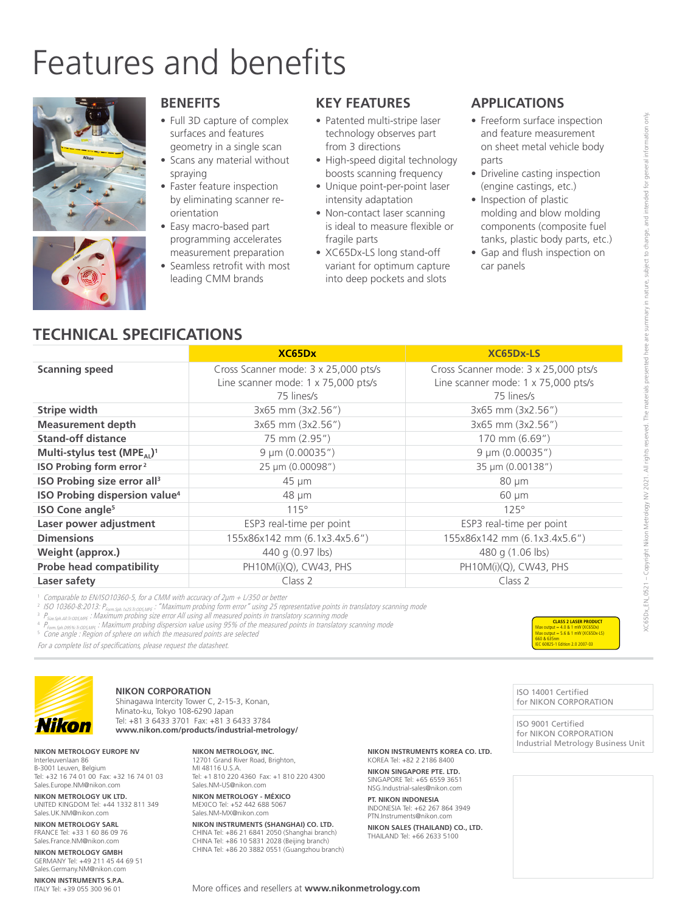# Features and benefits

## BENEFITS

- Full 3D capture of complex surfaces and features geometry in a single scan
- Scans any material without spraying
- Faster feature inspection by eliminating scanner re-orientation
- Easy macro-based part programming accelerates measurement preparation
- Seamless retrofit with most leading CMM brands

## KEY FEATURES

- Patented multi-stripe laser technology observes part from 3 directions
- High-speed digital technology boosts scanning frequency
- Unique point-per-point laser intensity adaptation
- Non-contact laser scanning is ideal to measure flexible or fragile parts
- XC65Dx-LS long stand-off variant for optimum capture into deep pockets and slots

## APPLICATIONS

- Freeform surface inspection and feature measurement on sheet metal vehicle body parts
- Driveline casting inspection (engine castings, etc.)
- Inspection of plastic molding and blow molding components (composite fuel tanks, plastic body parts, etc.)
- Gap and flush inspection on car panels

## TECHNICAL SPECIFICATIONS

| | XC65Dx | XC65Dx-LS |
|---|---|---|
| **Scanning speed** | Cross Scanner mode: 3 x 25,000 pts/s<br>Line scanner mode: 1 x 75,000 pts/s<br>75 lines/s | Cross Scanner mode: 3 x 25,000 pts/s<br>Line scanner mode: 1 x 75,000 pts/s<br>75 lines/s |
| **Stripe width** | 3x65 mm (3x2.56") | 3x65 mm (3x2.56") |
| **Measurement depth** | 3x65 mm (3x2.56") | 3x65 mm (3x2.56") |
| **Stand-off distance** | 75 mm (2.95") | 170 mm (6.69") |
| **Multi-stylus test ($MPE_{AL}$)[1]** | 9 µm (0.00035") | 9 µm (0.00035") |
| **ISO Probing form error[2]** | 25 µm (0.00098") | 35 µm (0.00138") |
| **ISO Probing size error all[3]** | 45 µm | 80 µm |
| **ISO Probing dispersion value[4]** | 48 µm | 60 µm |
| **ISO Cone angle[5]** | 115° | 125° |
| **Laser power adjustment** | ESP3 real-time per point | ESP3 real-time per point |
| **Dimensions** | 155x86x142 mm (6.1x3.4x5.6") | 155x86x142 mm (6.1x3.4x5.6") |
| **Weight (approx.)** | 440 g (0.97 lbs) | 480 g (1.06 lbs) |
| **Probe head compatibility** | PH10M(i)(Q), CW43, PHS | PH10M(i)(Q), CW43, PHS |
| **Laser safety** | Class 2 | Class 2 |

*[1] Comparable to EN/ISO10360-5, for a CMM with accuracy of 2µm + L/350 or better*
*[2] ISO 10360-8:2013: $P_{Form.Sph.1x25:Tr:ODS,MPE}$ : "Maximum probing form error" using 25 representative points in translatory scanning mode*
*[3] $P_{Size.Sph.All:Tr:ODS,MPE}$ : Maximum probing size error All using all measured points in translatory scanning mode*
*[4] $P_{Form.Sph.D95\%:Tr:ODS,MPL}$ : Maximum probing dispersion value using 95% of the measured points in translatory scanning mode*
*[5] Cone angle : Region of sphere on which the measured points are selected*
*For a complete list of specifications, please request the datasheet.*

CLASS 2 LASER PRODUCT
Max output = 4.0 & 1 mW (XC65Dx)
Max output = 5.6 & 1 mW (XC65Dx-LS)
660 & 635nm
IEC 60825-1 Edition 2.0 2007-03

XC65Dx_EN_0521 – Copyright Nikon Metrology NV 2021. All rights reserved. The materials presented here are summary in nature, subject to change, and intended for general information only.

**NIKON CORPORATION**
Shinagawa Intercity Tower C, 2-15-3, Konan,
Minato-ku, Tokyo 108-6290 Japan
Tel: +81 3 6433 3701 Fax: +81 3 6433 3784
**www.nikon.com/products/industrial-metrology/**

ISO 14001 Certified
for NIKON CORPORATION

ISO 9001 Certified
for NIKON CORPORATION
Industrial Metrology Business Unit

**NIKON METROLOGY EUROPE NV**
Interleuvenlaan 86
B-3001 Leuven, Belgium
Tel: +32 16 74 01 00 Fax: +32 16 74 01 03
Sales.Europe.NM@nikon.com

**NIKON METROLOGY UK LTD.**
UNITED KINGDOM Tel: +44 1332 811 349
Sales.UK.NM@nikon.com

**NIKON METROLOGY SARL**
FRANCE Tel: +33 1 60 86 09 76
Sales.France.NM@nikon.com

**NIKON METROLOGY GMBH**
GERMANY Tel: +49 211 45 44 69 51
Sales.Germany.NM@nikon.com

**NIKON INSTRUMENTS S.P.A.**
ITALY Tel: +39 055 300 96 01

**NIKON METROLOGY, INC.**
12701 Grand River Road, Brighton,
MI 48116 U.S.A.
Tel: +1 810 220 4360 Fax: +1 810 220 4300
Sales.NM-US@nikon.com

**NIKON METROLOGY - MÉXICO**
MEXICO Tel: +52 442 688 5067
Sales.NM-MX@nikon.com

**NIKON INSTRUMENTS (SHANGHAI) CO. LTD.**
CHINA Tel: +86 21 6841 2050 (Shanghai branch)
CHINA Tel: +86 10 5831 2028 (Beijing branch)
CHINA Tel: +86 20 3882 0551 (Guangzhou branch)

**NIKON INSTRUMENTS KOREA CO. LTD.**
KOREA Tel: +82 2 2186 8400

**NIKON SINGAPORE PTE. LTD.**
SINGAPORE Tel: +65 6559 3651
NSG.Industrial-sales@nikon.com

**PT. NIKON INDONESIA**
INDONESIA Tel: +62 267 864 3949
PTN.Instruments@nikon.com

**NIKON SALES (THAILAND) CO., LTD.**
THAILAND Tel: +66 2633 5100

More offices and resellers at **www.nikonmetrology.com**